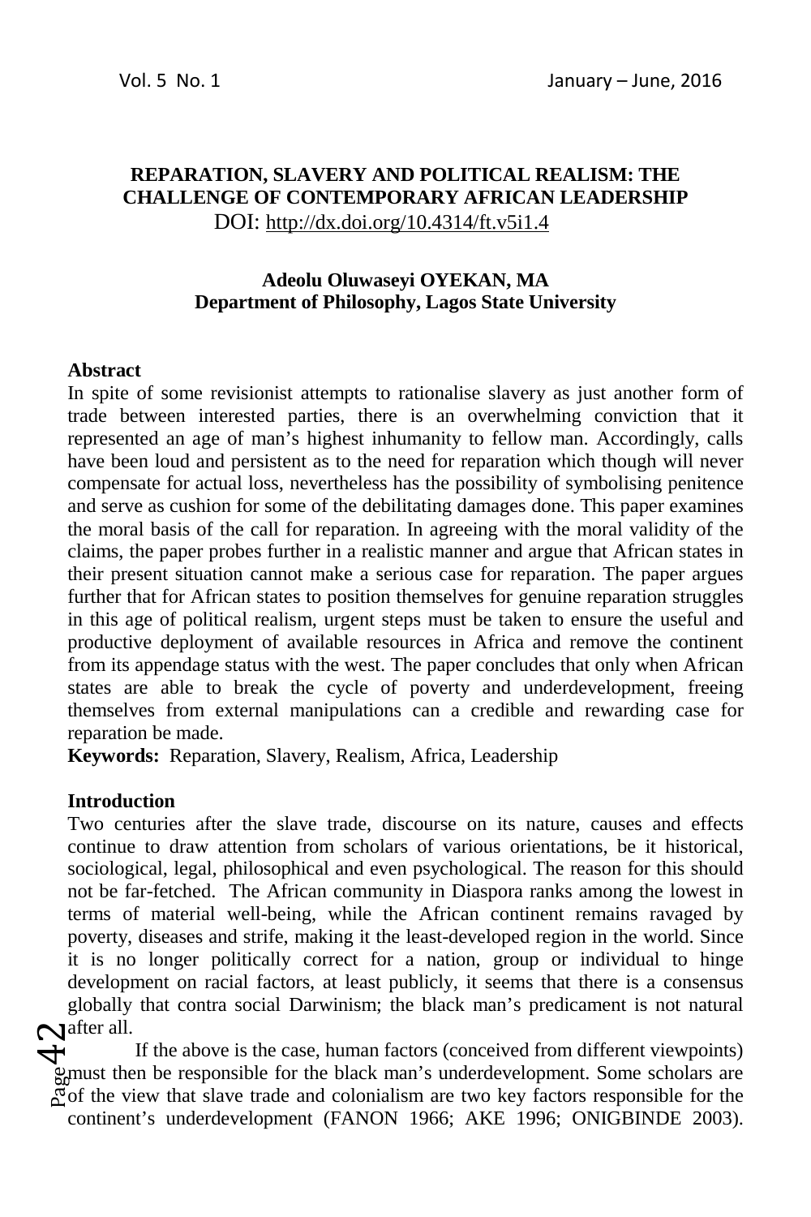# REPARATION, SLAVERY AND POLITICAL REALISM: THE CHALLENGE OF CONTEMPORARY AFRICAN LEADERSHIP

DOI: http://dx.doi.org/10.4314/ft.v5i1.4

**Adeolu Oluwaseyi OYEKAN, MA**
**Department of Philosophy, Lagos State University**

## Abstract

In spite of some revisionist attempts to rationalise slavery as just another form of trade between interested parties, there is an overwhelming conviction that it represented an age of man's highest inhumanity to fellow man. Accordingly, calls have been loud and persistent as to the need for reparation which though will never compensate for actual loss, nevertheless has the possibility of symbolising penitence and serve as cushion for some of the debilitating damages done. This paper examines the moral basis of the call for reparation. In agreeing with the moral validity of the claims, the paper probes further in a realistic manner and argue that African states in their present situation cannot make a serious case for reparation. The paper argues further that for African states to position themselves for genuine reparation struggles in this age of political realism, urgent steps must be taken to ensure the useful and productive deployment of available resources in Africa and remove the continent from its appendage status with the west. The paper concludes that only when African states are able to break the cycle of poverty and underdevelopment, freeing themselves from external manipulations can a credible and rewarding case for reparation be made.

**Keywords:** Reparation, Slavery, Realism, Africa, Leadership

## Introduction

Two centuries after the slave trade, discourse on its nature, causes and effects continue to draw attention from scholars of various orientations, be it historical, sociological, legal, philosophical and even psychological. The reason for this should not be far-fetched. The African community in Diaspora ranks among the lowest in terms of material well-being, while the African continent remains ravaged by poverty, diseases and strife, making it the least-developed region in the world. Since it is no longer politically correct for a nation, group or individual to hinge development on racial factors, at least publicly, it seems that there is a consensus globally that contra social Darwinism; the black man's predicament is not natural after all.

If the above is the case, human factors (conceived from different viewpoints) must then be responsible for the black man's underdevelopment. Some scholars are of the view that slave trade and colonialism are two key factors responsible for the continent's underdevelopment (FANON 1966; AKE 1996; ONIGBINDE 2003).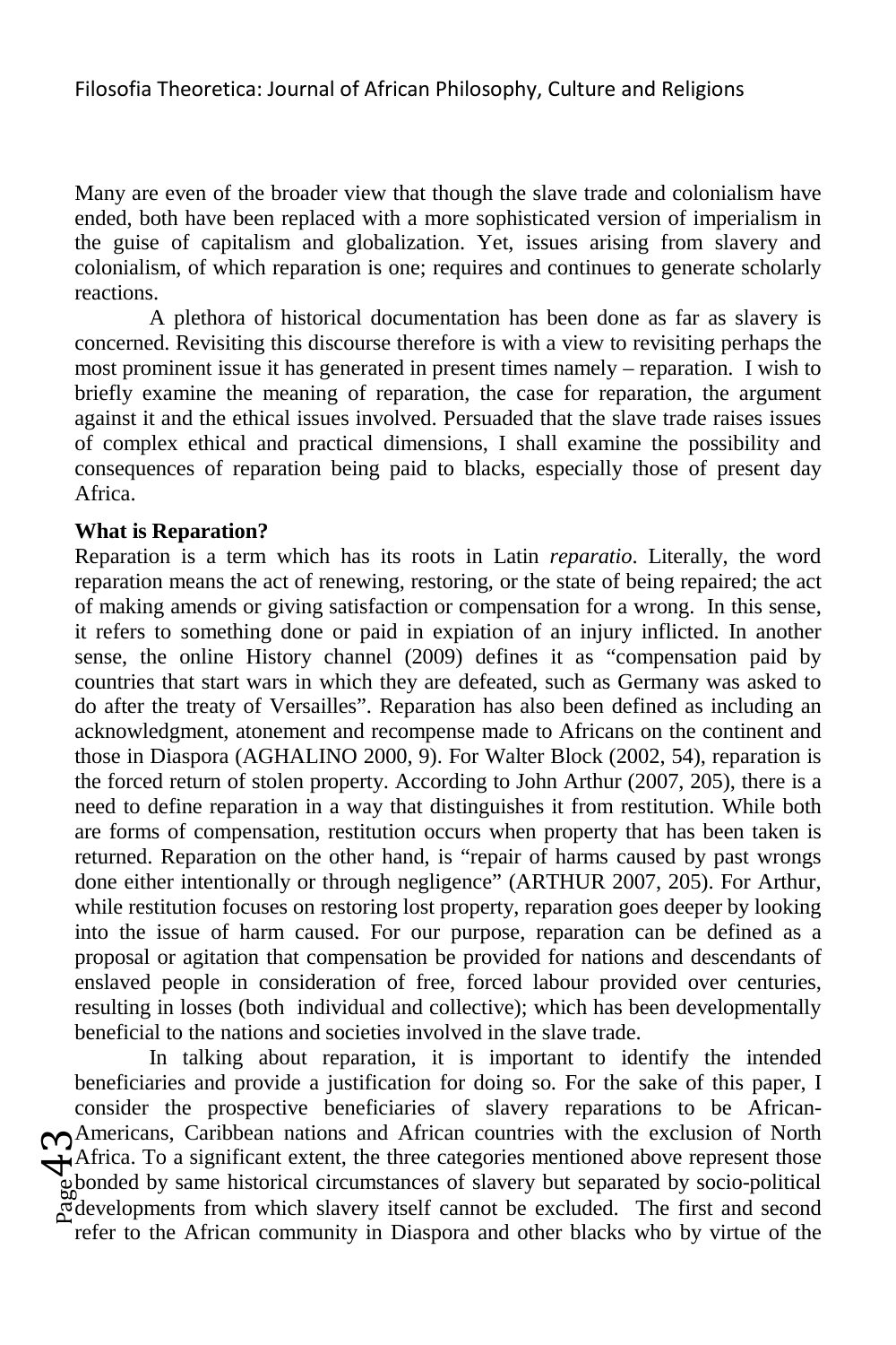Many are even of the broader view that though the slave trade and colonialism have ended, both have been replaced with a more sophisticated version of imperialism in the guise of capitalism and globalization. Yet, issues arising from slavery and colonialism, of which reparation is one; requires and continues to generate scholarly reactions.

A plethora of historical documentation has been done as far as slavery is concerned. Revisiting this discourse therefore is with a view to revisiting perhaps the most prominent issue it has generated in present times namely – reparation. I wish to briefly examine the meaning of reparation, the case for reparation, the argument against it and the ethical issues involved. Persuaded that the slave trade raises issues of complex ethical and practical dimensions, I shall examine the possibility and consequences of reparation being paid to blacks, especially those of present day Africa.

**What is Reparation?**

Reparation is a term which has its roots in Latin *reparatio*. Literally, the word reparation means the act of renewing, restoring, or the state of being repaired; the act of making amends or giving satisfaction or compensation for a wrong. In this sense, it refers to something done or paid in expiation of an injury inflicted. In another sense, the online History channel (2009) defines it as "compensation paid by countries that start wars in which they are defeated, such as Germany was asked to do after the treaty of Versailles". Reparation has also been defined as including an acknowledgment, atonement and recompense made to Africans on the continent and those in Diaspora (AGHALINO 2000, 9). For Walter Block (2002, 54), reparation is the forced return of stolen property. According to John Arthur (2007, 205), there is a need to define reparation in a way that distinguishes it from restitution. While both are forms of compensation, restitution occurs when property that has been taken is returned. Reparation on the other hand, is "repair of harms caused by past wrongs done either intentionally or through negligence" (ARTHUR 2007, 205). For Arthur, while restitution focuses on restoring lost property, reparation goes deeper by looking into the issue of harm caused. For our purpose, reparation can be defined as a proposal or agitation that compensation be provided for nations and descendants of enslaved people in consideration of free, forced labour provided over centuries, resulting in losses (both individual and collective); which has been developmentally beneficial to the nations and societies involved in the slave trade.

In talking about reparation, it is important to identify the intended beneficiaries and provide a justification for doing so. For the sake of this paper, I consider the prospective beneficiaries of slavery reparations to be African-Americans, Caribbean nations and African countries with the exclusion of North Africa. To a significant extent, the three categories mentioned above represent those bonded by same historical circumstances of slavery but separated by socio-political developments from which slavery itself cannot be excluded. The first and second refer to the African community in Diaspora and other blacks who by virtue of the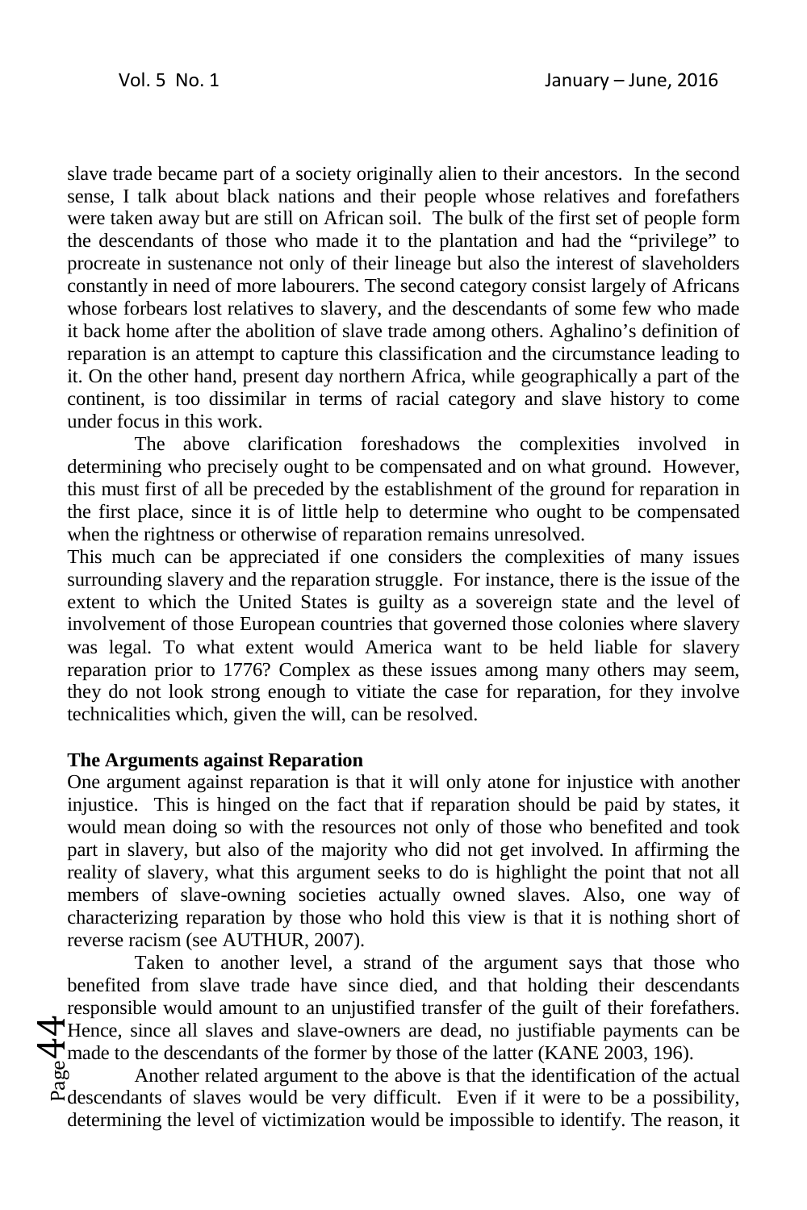slave trade became part of a society originally alien to their ancestors. In the second sense, I talk about black nations and their people whose relatives and forefathers were taken away but are still on African soil. The bulk of the first set of people form the descendants of those who made it to the plantation and had the "privilege" to procreate in sustenance not only of their lineage but also the interest of slaveholders constantly in need of more labourers. The second category consist largely of Africans whose forbears lost relatives to slavery, and the descendants of some few who made it back home after the abolition of slave trade among others. Aghalino's definition of reparation is an attempt to capture this classification and the circumstance leading to it. On the other hand, present day northern Africa, while geographically a part of the continent, is too dissimilar in terms of racial category and slave history to come under focus in this work.

The above clarification foreshadows the complexities involved in determining who precisely ought to be compensated and on what ground. However, this must first of all be preceded by the establishment of the ground for reparation in the first place, since it is of little help to determine who ought to be compensated when the rightness or otherwise of reparation remains unresolved.

This much can be appreciated if one considers the complexities of many issues surrounding slavery and the reparation struggle. For instance, there is the issue of the extent to which the United States is guilty as a sovereign state and the level of involvement of those European countries that governed those colonies where slavery was legal. To what extent would America want to be held liable for slavery reparation prior to 1776? Complex as these issues among many others may seem, they do not look strong enough to vitiate the case for reparation, for they involve technicalities which, given the will, can be resolved.

**The Arguments against Reparation**

One argument against reparation is that it will only atone for injustice with another injustice. This is hinged on the fact that if reparation should be paid by states, it would mean doing so with the resources not only of those who benefited and took part in slavery, but also of the majority who did not get involved. In affirming the reality of slavery, what this argument seeks to do is highlight the point that not all members of slave-owning societies actually owned slaves. Also, one way of characterizing reparation by those who hold this view is that it is nothing short of reverse racism (see AUTHUR, 2007).

Taken to another level, a strand of the argument says that those who benefited from slave trade have since died, and that holding their descendants responsible would amount to an unjustified transfer of the guilt of their forefathers. Hence, since all slaves and slave-owners are dead, no justifiable payments can be made to the descendants of the former by those of the latter (KANE 2003, 196).

Another related argument to the above is that the identification of the actual descendants of slaves would be very difficult. Even if it were to be a possibility, determining the level of victimization would be impossible to identify. The reason, it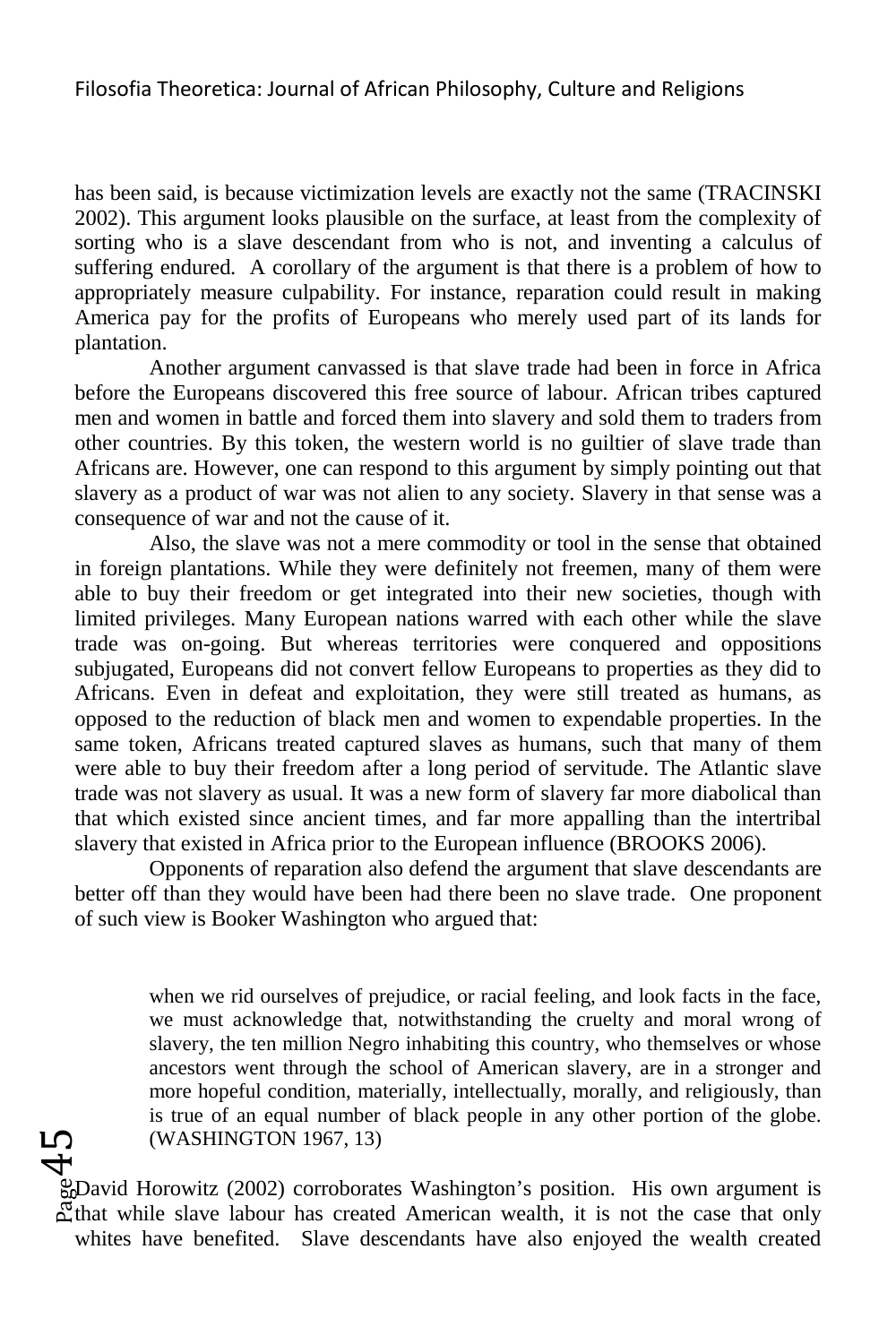has been said, is because victimization levels are exactly not the same (TRACINSKI 2002). This argument looks plausible on the surface, at least from the complexity of sorting who is a slave descendant from who is not, and inventing a calculus of suffering endured. A corollary of the argument is that there is a problem of how to appropriately measure culpability. For instance, reparation could result in making America pay for the profits of Europeans who merely used part of its lands for plantation.

Another argument canvassed is that slave trade had been in force in Africa before the Europeans discovered this free source of labour. African tribes captured men and women in battle and forced them into slavery and sold them to traders from other countries. By this token, the western world is no guiltier of slave trade than Africans are. However, one can respond to this argument by simply pointing out that slavery as a product of war was not alien to any society. Slavery in that sense was a consequence of war and not the cause of it.

Also, the slave was not a mere commodity or tool in the sense that obtained in foreign plantations. While they were definitely not freemen, many of them were able to buy their freedom or get integrated into their new societies, though with limited privileges. Many European nations warred with each other while the slave trade was on-going. But whereas territories were conquered and oppositions subjugated, Europeans did not convert fellow Europeans to properties as they did to Africans. Even in defeat and exploitation, they were still treated as humans, as opposed to the reduction of black men and women to expendable properties. In the same token, Africans treated captured slaves as humans, such that many of them were able to buy their freedom after a long period of servitude. The Atlantic slave trade was not slavery as usual. It was a new form of slavery far more diabolical than that which existed since ancient times, and far more appalling than the intertribal slavery that existed in Africa prior to the European influence (BROOKS 2006).

Opponents of reparation also defend the argument that slave descendants are better off than they would have been had there been no slave trade. One proponent of such view is Booker Washington who argued that:

> when we rid ourselves of prejudice, or racial feeling, and look facts in the face, we must acknowledge that, notwithstanding the cruelty and moral wrong of slavery, the ten million Negro inhabiting this country, who themselves or whose ancestors went through the school of American slavery, are in a stronger and more hopeful condition, materially, intellectually, morally, and religiously, than is true of an equal number of black people in any other portion of the globe. (WASHINGTON 1967, 13)

David Horowitz (2002) corroborates Washington's position. His own argument is that while slave labour has created American wealth, it is not the case that only whites have benefited. Slave descendants have also enjoyed the wealth created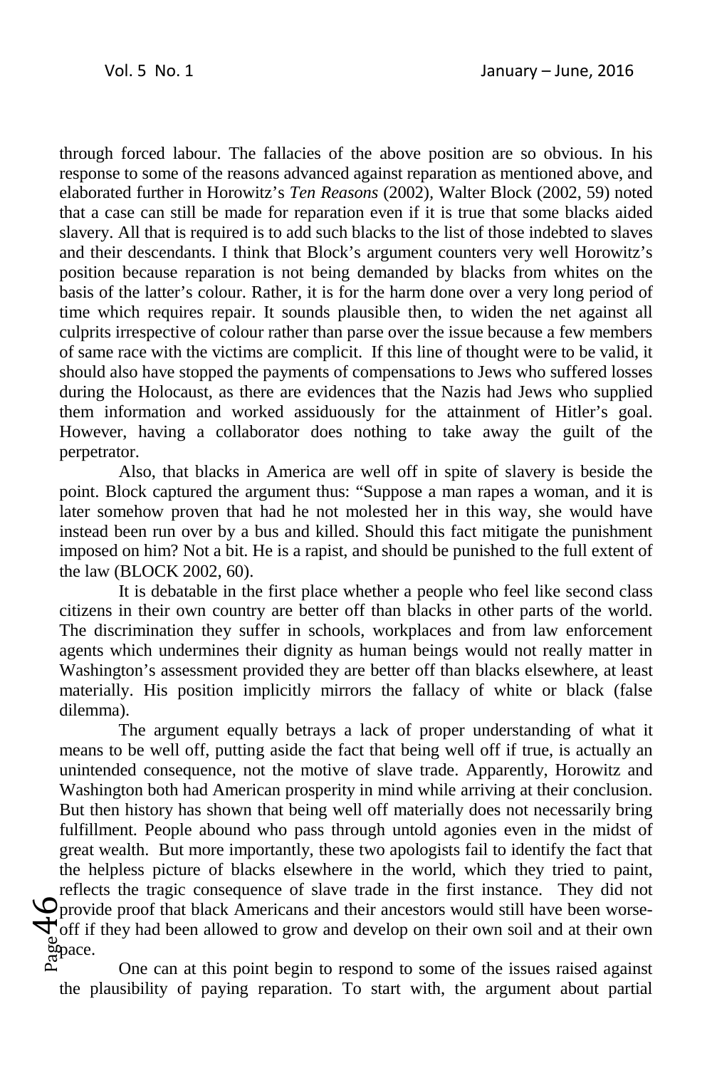through forced labour. The fallacies of the above position are so obvious. In his response to some of the reasons advanced against reparation as mentioned above, and elaborated further in Horowitz's *Ten Reasons* (2002), Walter Block (2002, 59) noted that a case can still be made for reparation even if it is true that some blacks aided slavery. All that is required is to add such blacks to the list of those indebted to slaves and their descendants. I think that Block's argument counters very well Horowitz's position because reparation is not being demanded by blacks from whites on the basis of the latter's colour. Rather, it is for the harm done over a very long period of time which requires repair. It sounds plausible then, to widen the net against all culprits irrespective of colour rather than parse over the issue because a few members of same race with the victims are complicit. If this line of thought were to be valid, it should also have stopped the payments of compensations to Jews who suffered losses during the Holocaust, as there are evidences that the Nazis had Jews who supplied them information and worked assiduously for the attainment of Hitler's goal. However, having a collaborator does nothing to take away the guilt of the perpetrator.

Also, that blacks in America are well off in spite of slavery is beside the point. Block captured the argument thus: "Suppose a man rapes a woman, and it is later somehow proven that had he not molested her in this way, she would have instead been run over by a bus and killed. Should this fact mitigate the punishment imposed on him? Not a bit. He is a rapist, and should be punished to the full extent of the law (BLOCK 2002, 60).

It is debatable in the first place whether a people who feel like second class citizens in their own country are better off than blacks in other parts of the world. The discrimination they suffer in schools, workplaces and from law enforcement agents which undermines their dignity as human beings would not really matter in Washington's assessment provided they are better off than blacks elsewhere, at least materially. His position implicitly mirrors the fallacy of white or black (false dilemma).

The argument equally betrays a lack of proper understanding of what it means to be well off, putting aside the fact that being well off if true, is actually an unintended consequence, not the motive of slave trade. Apparently, Horowitz and Washington both had American prosperity in mind while arriving at their conclusion. But then history has shown that being well off materially does not necessarily bring fulfillment. People abound who pass through untold agonies even in the midst of great wealth. But more importantly, these two apologists fail to identify the fact that the helpless picture of blacks elsewhere in the world, which they tried to paint, reflects the tragic consequence of slave trade in the first instance. They did not provide proof that black Americans and their ancestors would still have been worse-off if they had been allowed to grow and develop on their own soil and at their own pace.

One can at this point begin to respond to some of the issues raised against the plausibility of paying reparation. To start with, the argument about partial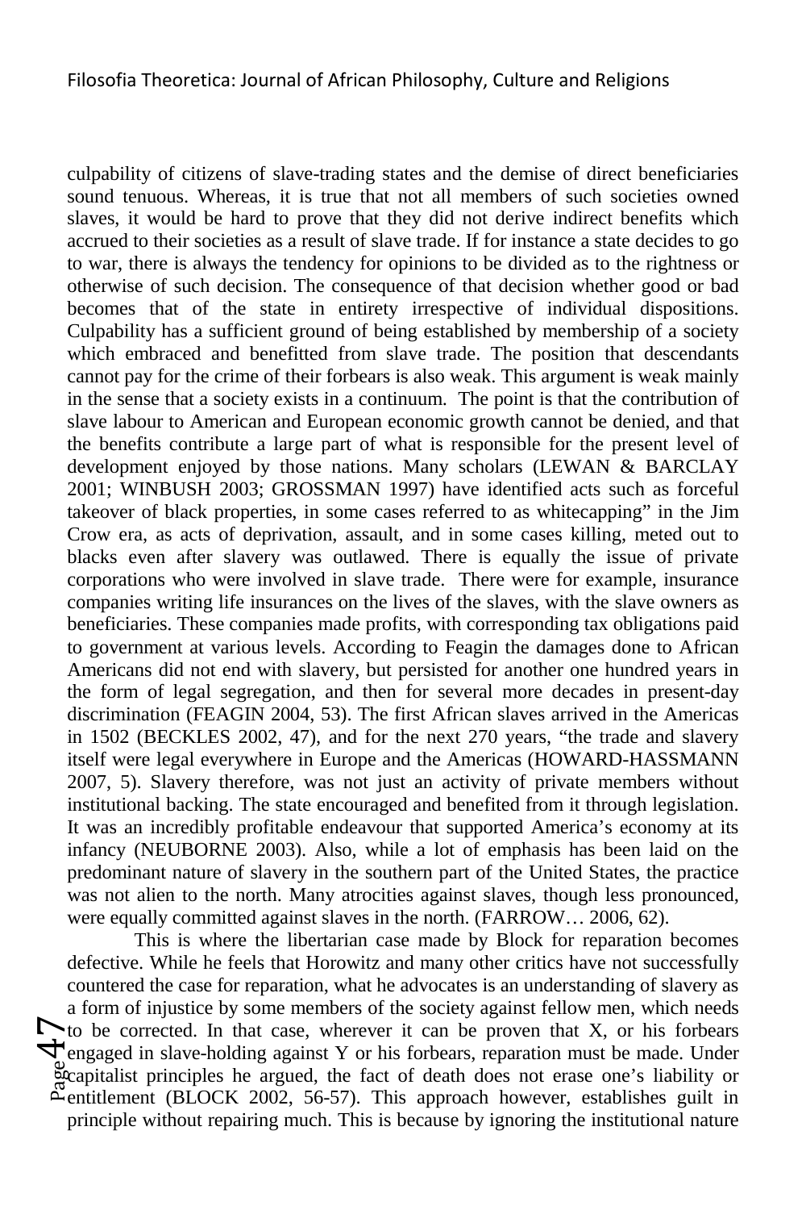culpability of citizens of slave-trading states and the demise of direct beneficiaries sound tenuous. Whereas, it is true that not all members of such societies owned slaves, it would be hard to prove that they did not derive indirect benefits which accrued to their societies as a result of slave trade. If for instance a state decides to go to war, there is always the tendency for opinions to be divided as to the rightness or otherwise of such decision. The consequence of that decision whether good or bad becomes that of the state in entirety irrespective of individual dispositions. Culpability has a sufficient ground of being established by membership of a society which embraced and benefitted from slave trade. The position that descendants cannot pay for the crime of their forbears is also weak. This argument is weak mainly in the sense that a society exists in a continuum. The point is that the contribution of slave labour to American and European economic growth cannot be denied, and that the benefits contribute a large part of what is responsible for the present level of development enjoyed by those nations. Many scholars (LEWAN & BARCLAY 2001; WINBUSH 2003; GROSSMAN 1997) have identified acts such as forceful takeover of black properties, in some cases referred to as whitecapping" in the Jim Crow era, as acts of deprivation, assault, and in some cases killing, meted out to blacks even after slavery was outlawed. There is equally the issue of private corporations who were involved in slave trade. There were for example, insurance companies writing life insurances on the lives of the slaves, with the slave owners as beneficiaries. These companies made profits, with corresponding tax obligations paid to government at various levels. According to Feagin the damages done to African Americans did not end with slavery, but persisted for another one hundred years in the form of legal segregation, and then for several more decades in present-day discrimination (FEAGIN 2004, 53). The first African slaves arrived in the Americas in 1502 (BECKLES 2002, 47), and for the next 270 years, "the trade and slavery itself were legal everywhere in Europe and the Americas (HOWARD-HASSMANN 2007, 5). Slavery therefore, was not just an activity of private members without institutional backing. The state encouraged and benefited from it through legislation. It was an incredibly profitable endeavour that supported America's economy at its infancy (NEUBORNE 2003). Also, while a lot of emphasis has been laid on the predominant nature of slavery in the southern part of the United States, the practice was not alien to the north. Many atrocities against slaves, though less pronounced, were equally committed against slaves in the north. (FARROW… 2006, 62).

This is where the libertarian case made by Block for reparation becomes defective. While he feels that Horowitz and many other critics have not successfully countered the case for reparation, what he advocates is an understanding of slavery as a form of injustice by some members of the society against fellow men, which needs to be corrected. In that case, wherever it can be proven that X, or his forbears engaged in slave-holding against Y or his forbears, reparation must be made. Under capitalist principles he argued, the fact of death does not erase one's liability or entitlement (BLOCK 2002, 56-57). This approach however, establishes guilt in principle without repairing much. This is because by ignoring the institutional nature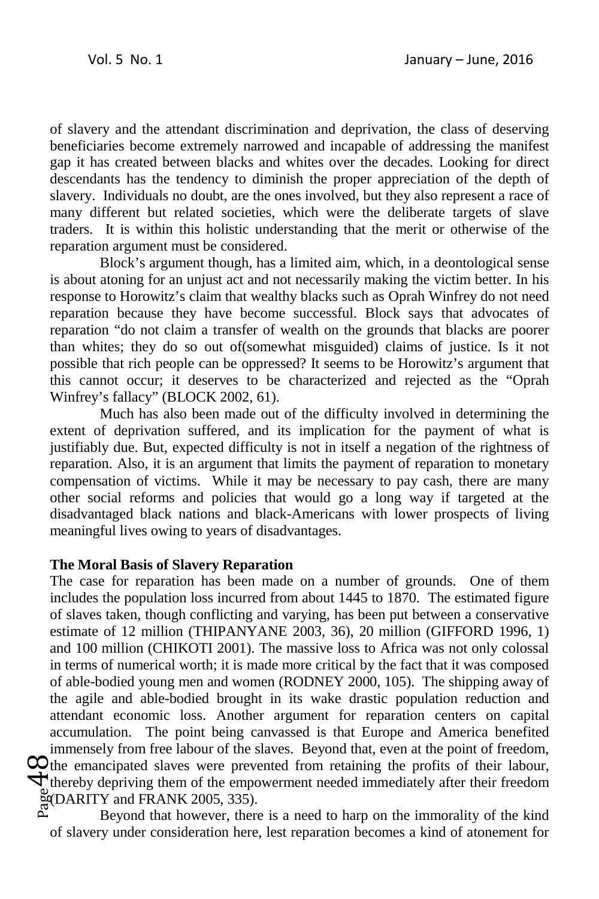of slavery and the attendant discrimination and deprivation, the class of deserving beneficiaries become extremely narrowed and incapable of addressing the manifest gap it has created between blacks and whites over the decades. Looking for direct descendants has the tendency to diminish the proper appreciation of the depth of slavery. Individuals no doubt, are the ones involved, but they also represent a race of many different but related societies, which were the deliberate targets of slave traders. It is within this holistic understanding that the merit or otherwise of the reparation argument must be considered.

Block's argument though, has a limited aim, which, in a deontological sense is about atoning for an unjust act and not necessarily making the victim better. In his response to Horowitz's claim that wealthy blacks such as Oprah Winfrey do not need reparation because they have become successful. Block says that advocates of reparation "do not claim a transfer of wealth on the grounds that blacks are poorer than whites; they do so out of(somewhat misguided) claims of justice. Is it not possible that rich people can be oppressed? It seems to be Horowitz's argument that this cannot occur; it deserves to be characterized and rejected as the "Oprah Winfrey's fallacy" (BLOCK 2002, 61).

Much has also been made out of the difficulty involved in determining the extent of deprivation suffered, and its implication for the payment of what is justifiably due. But, expected difficulty is not in itself a negation of the rightness of reparation. Also, it is an argument that limits the payment of reparation to monetary compensation of victims. While it may be necessary to pay cash, there are many other social reforms and policies that would go a long way if targeted at the disadvantaged black nations and black-Americans with lower prospects of living meaningful lives owing to years of disadvantages.

**The Moral Basis of Slavery Reparation**

The case for reparation has been made on a number of grounds. One of them includes the population loss incurred from about 1445 to 1870. The estimated figure of slaves taken, though conflicting and varying, has been put between a conservative estimate of 12 million (THIPANYANE 2003, 36), 20 million (GIFFORD 1996, 1) and 100 million (CHIKOTI 2001). The massive loss to Africa was not only colossal in terms of numerical worth; it is made more critical by the fact that it was composed of able-bodied young men and women (RODNEY 2000, 105). The shipping away of the agile and able-bodied brought in its wake drastic population reduction and attendant economic loss. Another argument for reparation centers on capital accumulation. The point being canvassed is that Europe and America benefited immensely from free labour of the slaves. Beyond that, even at the point of freedom, the emancipated slaves were prevented from retaining the profits of their labour, thereby depriving them of the empowerment needed immediately after their freedom (DARITY and FRANK 2005, 335).

Beyond that however, there is a need to harp on the immorality of the kind of slavery under consideration here, lest reparation becomes a kind of atonement for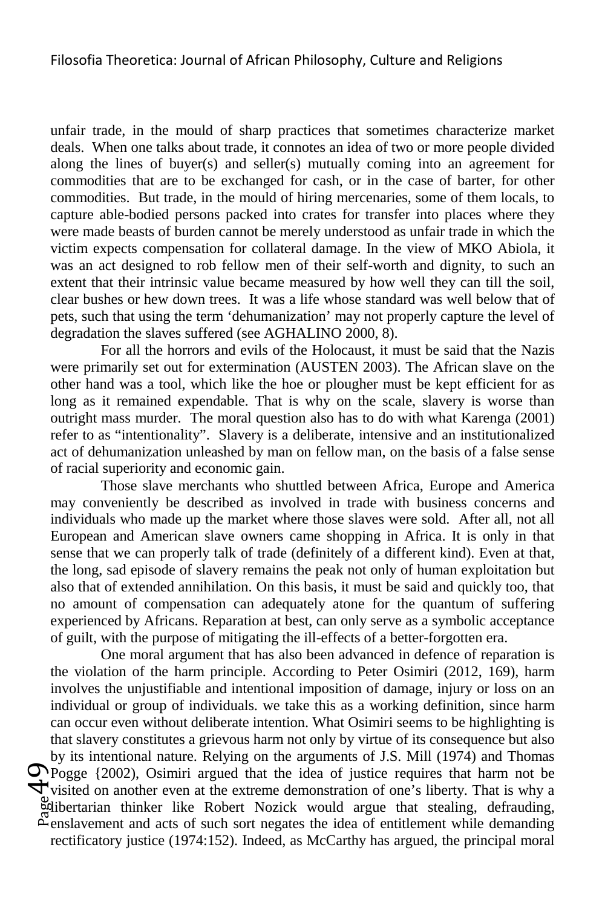unfair trade, in the mould of sharp practices that sometimes characterize market deals. When one talks about trade, it connotes an idea of two or more people divided along the lines of buyer(s) and seller(s) mutually coming into an agreement for commodities that are to be exchanged for cash, or in the case of barter, for other commodities. But trade, in the mould of hiring mercenaries, some of them locals, to capture able-bodied persons packed into crates for transfer into places where they were made beasts of burden cannot be merely understood as unfair trade in which the victim expects compensation for collateral damage. In the view of MKO Abiola, it was an act designed to rob fellow men of their self-worth and dignity, to such an extent that their intrinsic value became measured by how well they can till the soil, clear bushes or hew down trees. It was a life whose standard was well below that of pets, such that using the term 'dehumanization' may not properly capture the level of degradation the slaves suffered (see AGHALINO 2000, 8).

For all the horrors and evils of the Holocaust, it must be said that the Nazis were primarily set out for extermination (AUSTEN 2003). The African slave on the other hand was a tool, which like the hoe or plougher must be kept efficient for as long as it remained expendable. That is why on the scale, slavery is worse than outright mass murder. The moral question also has to do with what Karenga (2001) refer to as "intentionality". Slavery is a deliberate, intensive and an institutionalized act of dehumanization unleashed by man on fellow man, on the basis of a false sense of racial superiority and economic gain.

Those slave merchants who shuttled between Africa, Europe and America may conveniently be described as involved in trade with business concerns and individuals who made up the market where those slaves were sold. After all, not all European and American slave owners came shopping in Africa. It is only in that sense that we can properly talk of trade (definitely of a different kind). Even at that, the long, sad episode of slavery remains the peak not only of human exploitation but also that of extended annihilation. On this basis, it must be said and quickly too, that no amount of compensation can adequately atone for the quantum of suffering experienced by Africans. Reparation at best, can only serve as a symbolic acceptance of guilt, with the purpose of mitigating the ill-effects of a better-forgotten era.

One moral argument that has also been advanced in defence of reparation is the violation of the harm principle. According to Peter Osimiri (2012, 169), harm involves the unjustifiable and intentional imposition of damage, injury or loss on an individual or group of individuals. we take this as a working definition, since harm can occur even without deliberate intention. What Osimiri seems to be highlighting is that slavery constitutes a grievous harm not only by virtue of its consequence but also by its intentional nature. Relying on the arguments of J.S. Mill (1974) and Thomas Pogge {2002), Osimiri argued that the idea of justice requires that harm not be visited on another even at the extreme demonstration of one's liberty. That is why a libertarian thinker like Robert Nozick would argue that stealing, defrauding, enslavement and acts of such sort negates the idea of entitlement while demanding rectificatory justice (1974:152). Indeed, as McCarthy has argued, the principal moral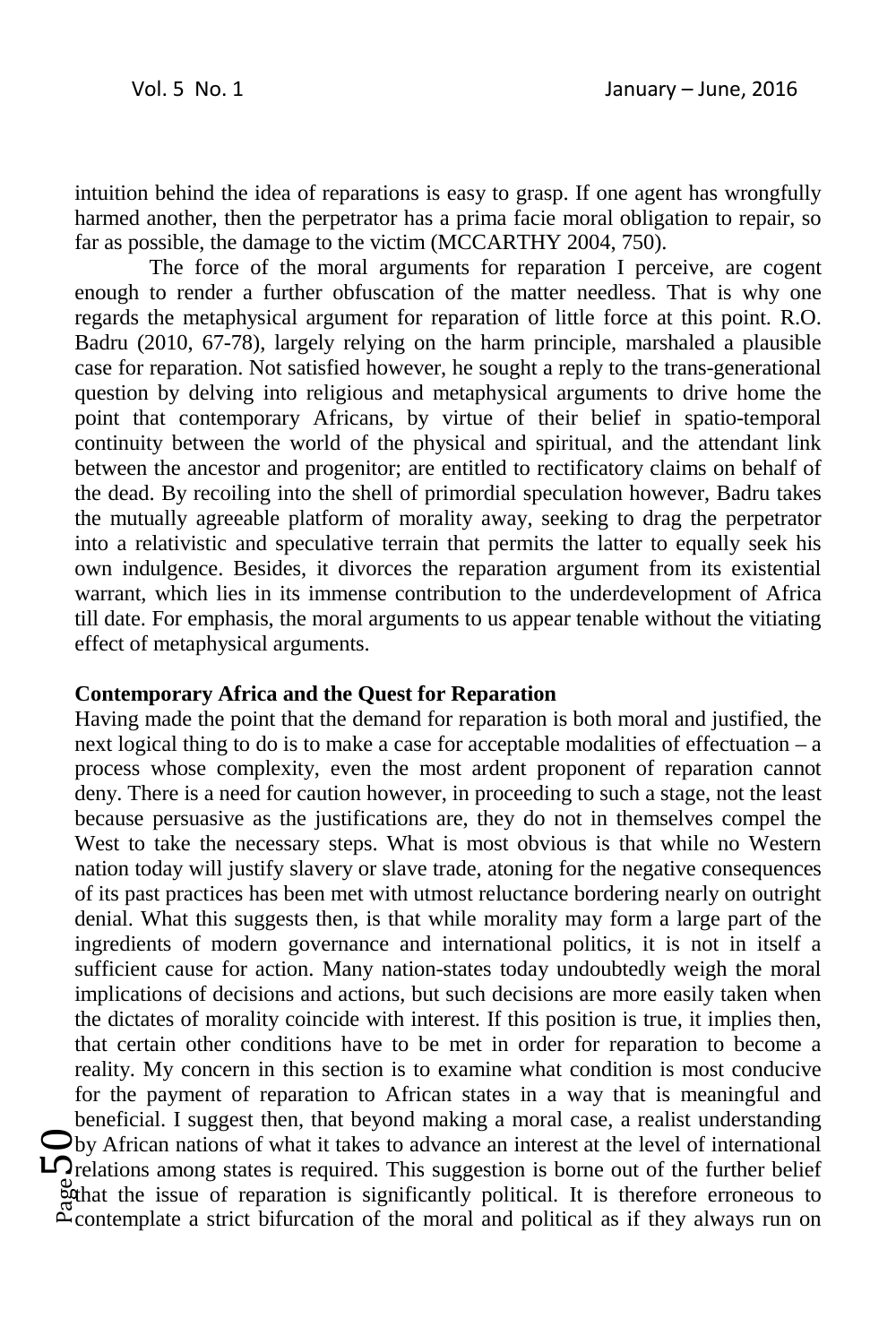intuition behind the idea of reparations is easy to grasp. If one agent has wrongfully harmed another, then the perpetrator has a prima facie moral obligation to repair, so far as possible, the damage to the victim (MCCARTHY 2004, 750).

The force of the moral arguments for reparation I perceive, are cogent enough to render a further obfuscation of the matter needless. That is why one regards the metaphysical argument for reparation of little force at this point. R.O. Badru (2010, 67-78), largely relying on the harm principle, marshaled a plausible case for reparation. Not satisfied however, he sought a reply to the trans-generational question by delving into religious and metaphysical arguments to drive home the point that contemporary Africans, by virtue of their belief in spatio-temporal continuity between the world of the physical and spiritual, and the attendant link between the ancestor and progenitor; are entitled to rectificatory claims on behalf of the dead. By recoiling into the shell of primordial speculation however, Badru takes the mutually agreeable platform of morality away, seeking to drag the perpetrator into a relativistic and speculative terrain that permits the latter to equally seek his own indulgence. Besides, it divorces the reparation argument from its existential warrant, which lies in its immense contribution to the underdevelopment of Africa till date. For emphasis, the moral arguments to us appear tenable without the vitiating effect of metaphysical arguments.

**Contemporary Africa and the Quest for Reparation**

Having made the point that the demand for reparation is both moral and justified, the next logical thing to do is to make a case for acceptable modalities of effectuation – a process whose complexity, even the most ardent proponent of reparation cannot deny. There is a need for caution however, in proceeding to such a stage, not the least because persuasive as the justifications are, they do not in themselves compel the West to take the necessary steps. What is most obvious is that while no Western nation today will justify slavery or slave trade, atoning for the negative consequences of its past practices has been met with utmost reluctance bordering nearly on outright denial. What this suggests then, is that while morality may form a large part of the ingredients of modern governance and international politics, it is not in itself a sufficient cause for action. Many nation-states today undoubtedly weigh the moral implications of decisions and actions, but such decisions are more easily taken when the dictates of morality coincide with interest. If this position is true, it implies then, that certain other conditions have to be met in order for reparation to become a reality. My concern in this section is to examine what condition is most conducive for the payment of reparation to African states in a way that is meaningful and beneficial. I suggest then, that beyond making a moral case, a realist understanding by African nations of what it takes to advance an interest at the level of international relations among states is required. This suggestion is borne out of the further belief that the issue of reparation is significantly political. It is therefore erroneous to contemplate a strict bifurcation of the moral and political as if they always run on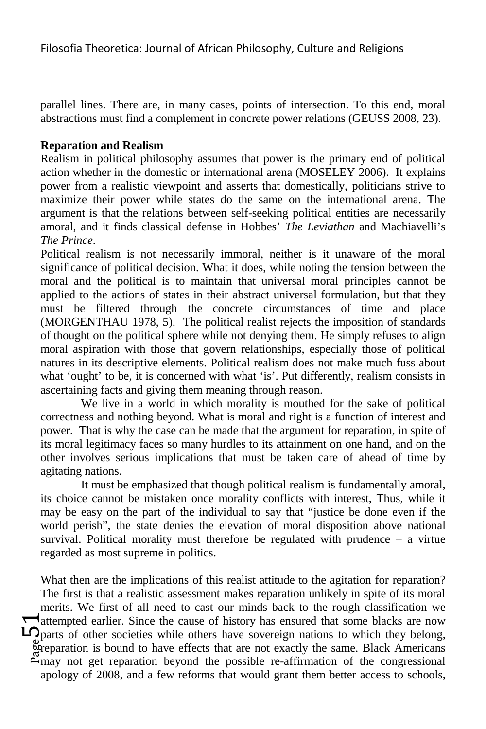parallel lines. There are, in many cases, points of intersection. To this end, moral abstractions must find a complement in concrete power relations (GEUSS 2008, 23).

**Reparation and Realism**

Realism in political philosophy assumes that power is the primary end of political action whether in the domestic or international arena (MOSELEY 2006). It explains power from a realistic viewpoint and asserts that domestically, politicians strive to maximize their power while states do the same on the international arena. The argument is that the relations between self-seeking political entities are necessarily amoral, and it finds classical defense in Hobbes' *The Leviathan* and Machiavelli's *The Prince*.

Political realism is not necessarily immoral, neither is it unaware of the moral significance of political decision. What it does, while noting the tension between the moral and the political is to maintain that universal moral principles cannot be applied to the actions of states in their abstract universal formulation, but that they must be filtered through the concrete circumstances of time and place (MORGENTHAU 1978, 5). The political realist rejects the imposition of standards of thought on the political sphere while not denying them. He simply refuses to align moral aspiration with those that govern relationships, especially those of political natures in its descriptive elements. Political realism does not make much fuss about what 'ought' to be, it is concerned with what 'is'. Put differently, realism consists in ascertaining facts and giving them meaning through reason.

We live in a world in which morality is mouthed for the sake of political correctness and nothing beyond. What is moral and right is a function of interest and power. That is why the case can be made that the argument for reparation, in spite of its moral legitimacy faces so many hurdles to its attainment on one hand, and on the other involves serious implications that must be taken care of ahead of time by agitating nations.

It must be emphasized that though political realism is fundamentally amoral, its choice cannot be mistaken once morality conflicts with interest, Thus, while it may be easy on the part of the individual to say that "justice be done even if the world perish", the state denies the elevation of moral disposition above national survival. Political morality must therefore be regulated with prudence – a virtue regarded as most supreme in politics.

What then are the implications of this realist attitude to the agitation for reparation? The first is that a realistic assessment makes reparation unlikely in spite of its moral merits. We first of all need to cast our minds back to the rough classification we attempted earlier. Since the cause of history has ensured that some blacks are now parts of other societies while others have sovereign nations to which they belong, reparation is bound to have effects that are not exactly the same. Black Americans may not get reparation beyond the possible re-affirmation of the congressional apology of 2008, and a few reforms that would grant them better access to schools,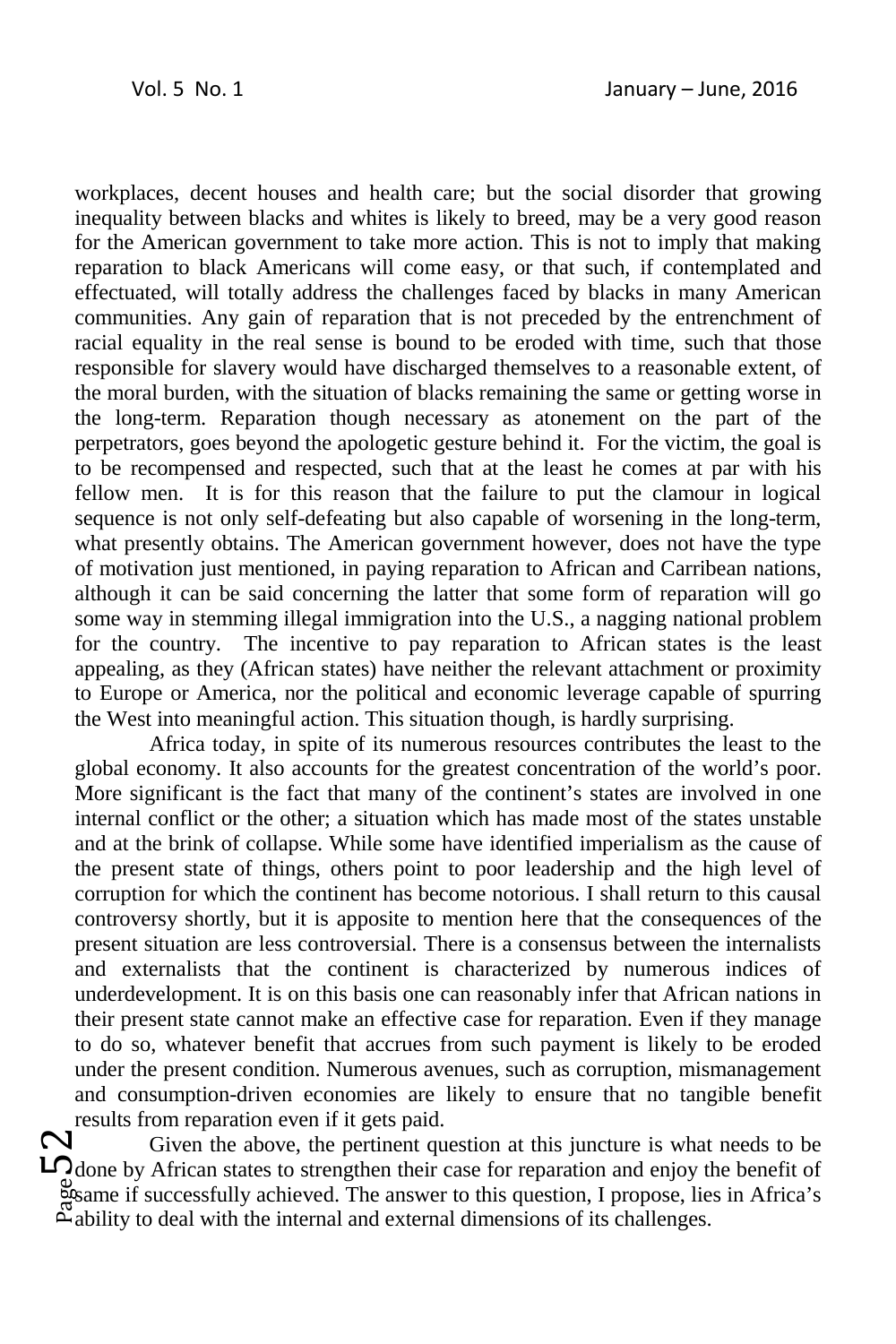workplaces, decent houses and health care; but the social disorder that growing inequality between blacks and whites is likely to breed, may be a very good reason for the American government to take more action. This is not to imply that making reparation to black Americans will come easy, or that such, if contemplated and effectuated, will totally address the challenges faced by blacks in many American communities. Any gain of reparation that is not preceded by the entrenchment of racial equality in the real sense is bound to be eroded with time, such that those responsible for slavery would have discharged themselves to a reasonable extent, of the moral burden, with the situation of blacks remaining the same or getting worse in the long-term. Reparation though necessary as atonement on the part of the perpetrators, goes beyond the apologetic gesture behind it. For the victim, the goal is to be recompensed and respected, such that at the least he comes at par with his fellow men. It is for this reason that the failure to put the clamour in logical sequence is not only self-defeating but also capable of worsening in the long-term, what presently obtains. The American government however, does not have the type of motivation just mentioned, in paying reparation to African and Carribean nations, although it can be said concerning the latter that some form of reparation will go some way in stemming illegal immigration into the U.S., a nagging national problem for the country. The incentive to pay reparation to African states is the least appealing, as they (African states) have neither the relevant attachment or proximity to Europe or America, nor the political and economic leverage capable of spurring the West into meaningful action. This situation though, is hardly surprising.

Africa today, in spite of its numerous resources contributes the least to the global economy. It also accounts for the greatest concentration of the world's poor. More significant is the fact that many of the continent's states are involved in one internal conflict or the other; a situation which has made most of the states unstable and at the brink of collapse. While some have identified imperialism as the cause of the present state of things, others point to poor leadership and the high level of corruption for which the continent has become notorious. I shall return to this causal controversy shortly, but it is apposite to mention here that the consequences of the present situation are less controversial. There is a consensus between the internalists and externalists that the continent is characterized by numerous indices of underdevelopment. It is on this basis one can reasonably infer that African nations in their present state cannot make an effective case for reparation. Even if they manage to do so, whatever benefit that accrues from such payment is likely to be eroded under the present condition. Numerous avenues, such as corruption, mismanagement and consumption-driven economies are likely to ensure that no tangible benefit results from reparation even if it gets paid.

Given the above, the pertinent question at this juncture is what needs to be done by African states to strengthen their case for reparation and enjoy the benefit of same if successfully achieved. The answer to this question, I propose, lies in Africa's ability to deal with the internal and external dimensions of its challenges.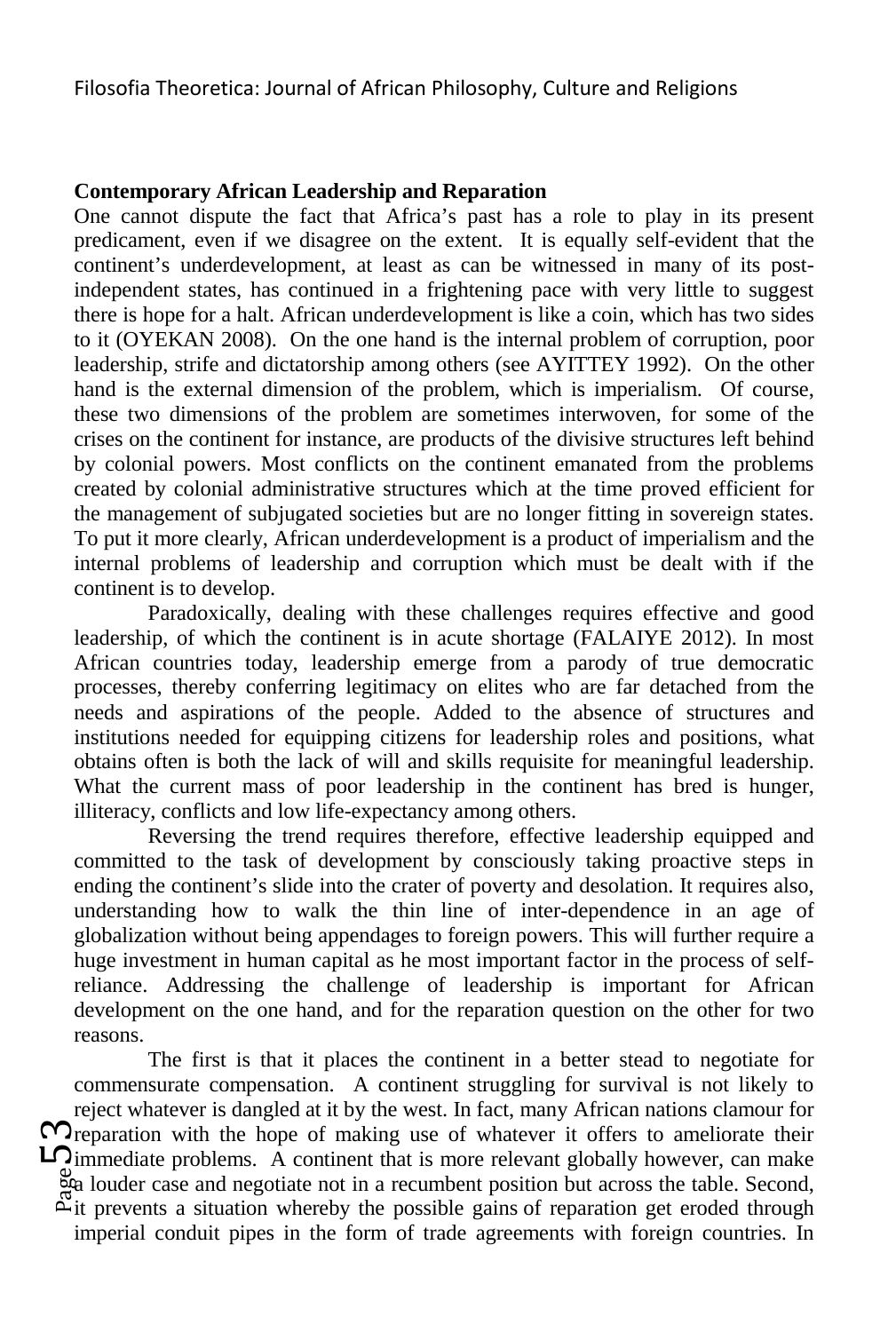**Contemporary African Leadership and Reparation**

One cannot dispute the fact that Africa's past has a role to play in its present predicament, even if we disagree on the extent. It is equally self-evident that the continent's underdevelopment, at least as can be witnessed in many of its post-independent states, has continued in a frightening pace with very little to suggest there is hope for a halt. African underdevelopment is like a coin, which has two sides to it (OYEKAN 2008). On the one hand is the internal problem of corruption, poor leadership, strife and dictatorship among others (see AYITTEY 1992). On the other hand is the external dimension of the problem, which is imperialism. Of course, these two dimensions of the problem are sometimes interwoven, for some of the crises on the continent for instance, are products of the divisive structures left behind by colonial powers. Most conflicts on the continent emanated from the problems created by colonial administrative structures which at the time proved efficient for the management of subjugated societies but are no longer fitting in sovereign states. To put it more clearly, African underdevelopment is a product of imperialism and the internal problems of leadership and corruption which must be dealt with if the continent is to develop.

Paradoxically, dealing with these challenges requires effective and good leadership, of which the continent is in acute shortage (FALAIYE 2012). In most African countries today, leadership emerge from a parody of true democratic processes, thereby conferring legitimacy on elites who are far detached from the needs and aspirations of the people. Added to the absence of structures and institutions needed for equipping citizens for leadership roles and positions, what obtains often is both the lack of will and skills requisite for meaningful leadership. What the current mass of poor leadership in the continent has bred is hunger, illiteracy, conflicts and low life-expectancy among others.

Reversing the trend requires therefore, effective leadership equipped and committed to the task of development by consciously taking proactive steps in ending the continent's slide into the crater of poverty and desolation. It requires also, understanding how to walk the thin line of inter-dependence in an age of globalization without being appendages to foreign powers. This will further require a huge investment in human capital as he most important factor in the process of self-reliance. Addressing the challenge of leadership is important for African development on the one hand, and for the reparation question on the other for two reasons.

The first is that it places the continent in a better stead to negotiate for commensurate compensation. A continent struggling for survival is not likely to reject whatever is dangled at it by the west. In fact, many African nations clamour for reparation with the hope of making use of whatever it offers to ameliorate their immediate problems. A continent that is more relevant globally however, can make a louder case and negotiate not in a recumbent position but across the table. Second, it prevents a situation whereby the possible gains of reparation get eroded through imperial conduit pipes in the form of trade agreements with foreign countries. In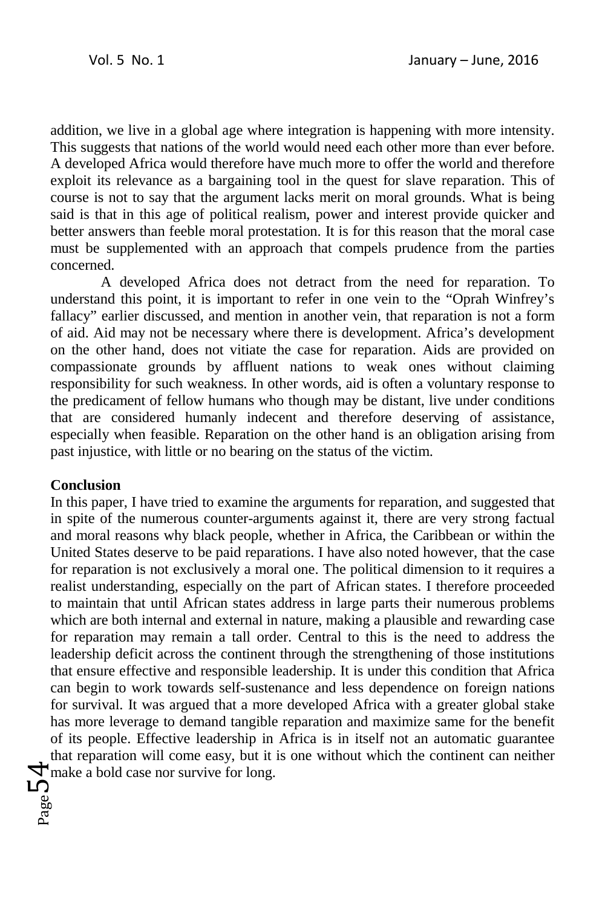addition, we live in a global age where integration is happening with more intensity. This suggests that nations of the world would need each other more than ever before. A developed Africa would therefore have much more to offer the world and therefore exploit its relevance as a bargaining tool in the quest for slave reparation. This of course is not to say that the argument lacks merit on moral grounds. What is being said is that in this age of political realism, power and interest provide quicker and better answers than feeble moral protestation. It is for this reason that the moral case must be supplemented with an approach that compels prudence from the parties concerned.

A developed Africa does not detract from the need for reparation. To understand this point, it is important to refer in one vein to the "Oprah Winfrey's fallacy" earlier discussed, and mention in another vein, that reparation is not a form of aid. Aid may not be necessary where there is development. Africa's development on the other hand, does not vitiate the case for reparation. Aids are provided on compassionate grounds by affluent nations to weak ones without claiming responsibility for such weakness. In other words, aid is often a voluntary response to the predicament of fellow humans who though may be distant, live under conditions that are considered humanly indecent and therefore deserving of assistance, especially when feasible. Reparation on the other hand is an obligation arising from past injustice, with little or no bearing on the status of the victim.

**Conclusion**

In this paper, I have tried to examine the arguments for reparation, and suggested that in spite of the numerous counter-arguments against it, there are very strong factual and moral reasons why black people, whether in Africa, the Caribbean or within the United States deserve to be paid reparations. I have also noted however, that the case for reparation is not exclusively a moral one. The political dimension to it requires a realist understanding, especially on the part of African states. I therefore proceeded to maintain that until African states address in large parts their numerous problems which are both internal and external in nature, making a plausible and rewarding case for reparation may remain a tall order. Central to this is the need to address the leadership deficit across the continent through the strengthening of those institutions that ensure effective and responsible leadership. It is under this condition that Africa can begin to work towards self-sustenance and less dependence on foreign nations for survival. It was argued that a more developed Africa with a greater global stake has more leverage to demand tangible reparation and maximize same for the benefit of its people. Effective leadership in Africa is in itself not an automatic guarantee that reparation will come easy, but it is one without which the continent can neither make a bold case nor survive for long.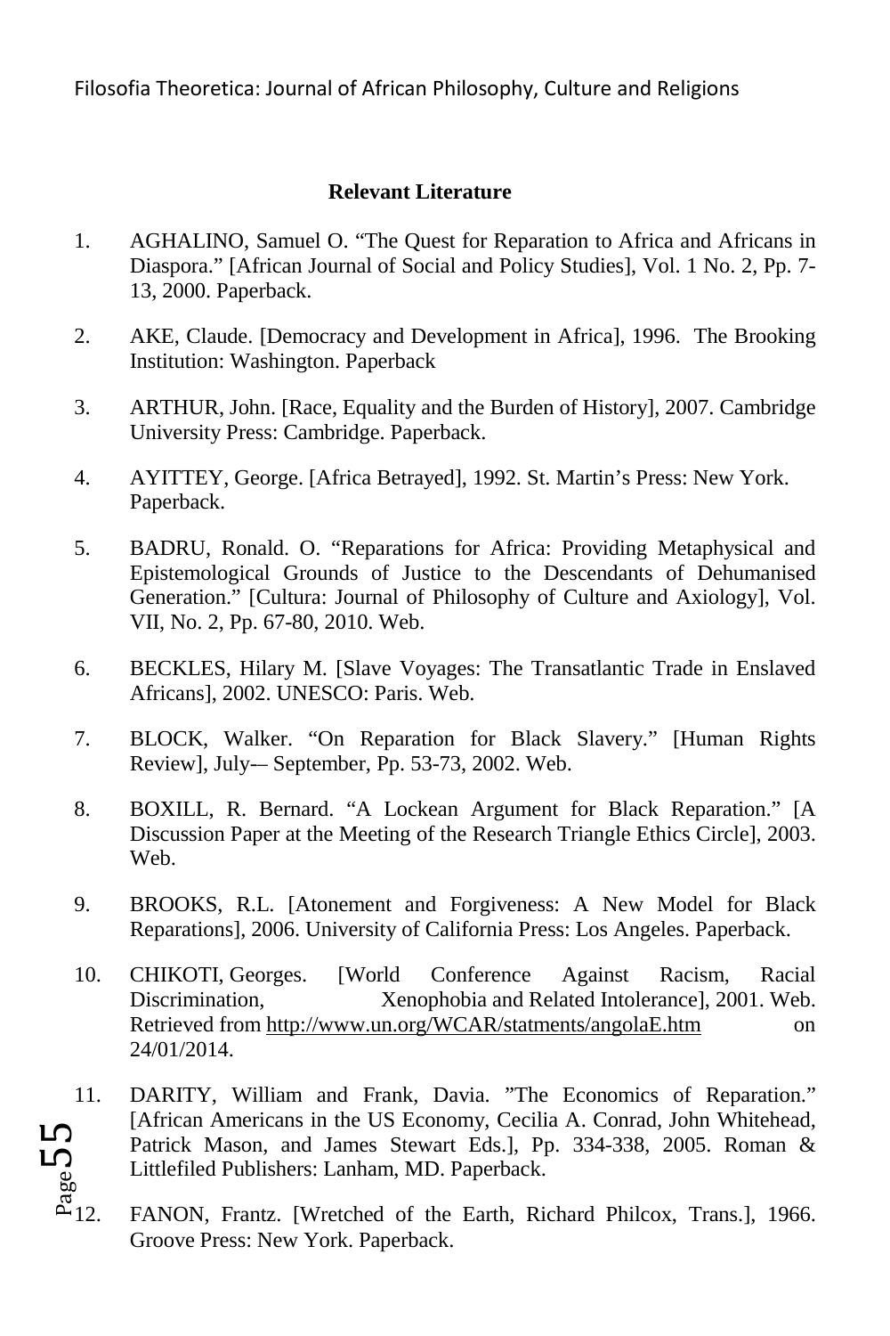**Relevant Literature**

1. AGHALINO, Samuel O. "The Quest for Reparation to Africa and Africans in Diaspora." [African Journal of Social and Policy Studies], Vol. 1 No. 2, Pp. 7-13, 2000. Paperback.

2. AKE, Claude. [Democracy and Development in Africa], 1996. The Brooking Institution: Washington. Paperback

3. ARTHUR, John. [Race, Equality and the Burden of History], 2007. Cambridge University Press: Cambridge. Paperback.

4. AYITTEY, George. [Africa Betrayed], 1992. St. Martin's Press: New York. Paperback.

5. BADRU, Ronald. O. "Reparations for Africa: Providing Metaphysical and Epistemological Grounds of Justice to the Descendants of Dehumanised Generation." [Cultura: Journal of Philosophy of Culture and Axiology], Vol. VII, No. 2, Pp. 67-80, 2010. Web.

6. BECKLES, Hilary M. [Slave Voyages: The Transatlantic Trade in Enslaved Africans], 2002. UNESCO: Paris. Web.

7. BLOCK, Walker. "On Reparation for Black Slavery." [Human Rights Review], July-– September, Pp. 53-73, 2002. Web.

8. BOXILL, R. Bernard. "A Lockean Argument for Black Reparation." [A Discussion Paper at the Meeting of the Research Triangle Ethics Circle], 2003. Web.

9. BROOKS, R.L. [Atonement and Forgiveness: A New Model for Black Reparations], 2006. University of California Press: Los Angeles. Paperback.

10. CHIKOTI, Georges. [World Conference Against Racism, Racial Discrimination, Xenophobia and Related Intolerance], 2001. Web. Retrieved from http://www.un.org/WCAR/statments/angolaE.htm on 24/01/2014.

11. DARITY, William and Frank, Davia. "The Economics of Reparation." [African Americans in the US Economy, Cecilia A. Conrad, John Whitehead, Patrick Mason, and James Stewart Eds.], Pp. 334-338, 2005. Roman & Littlefiled Publishers: Lanham, MD. Paperback.

12. FANON, Frantz. [Wretched of the Earth, Richard Philcox, Trans.], 1966. Groove Press: New York. Paperback.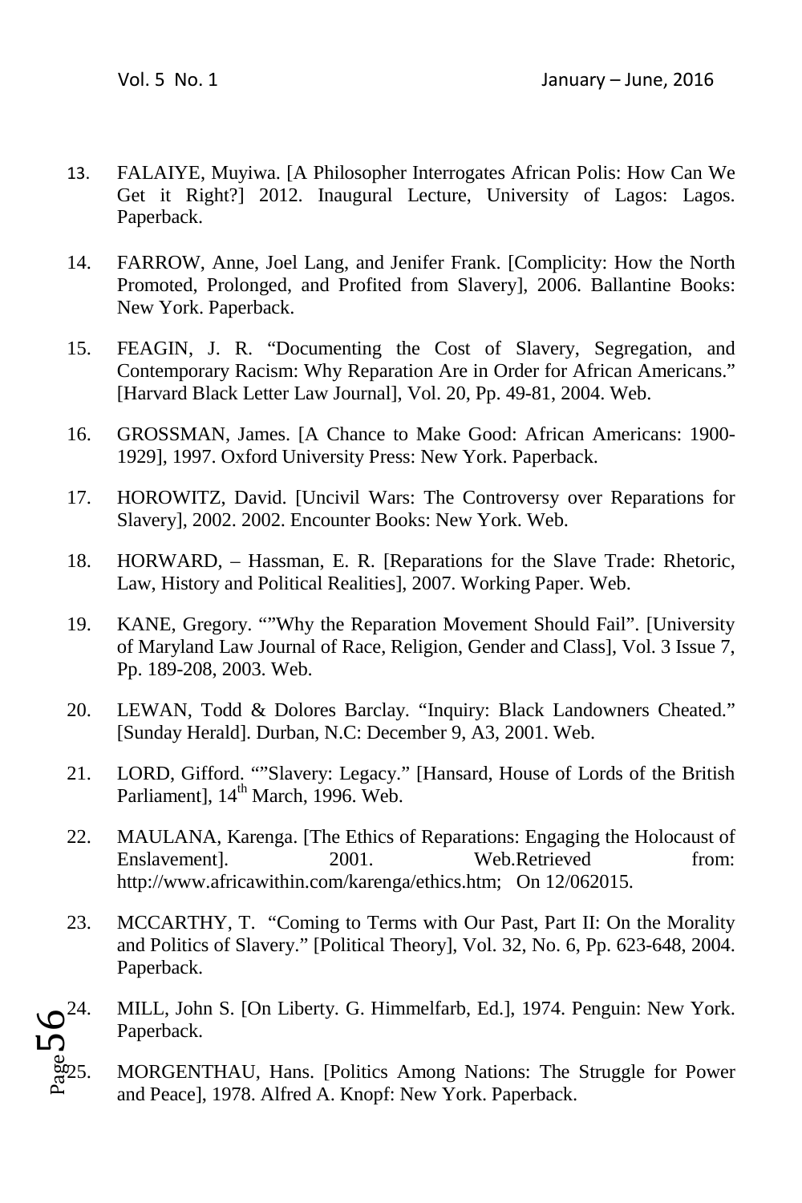13. FALAIYE, Muyiwa. [A Philosopher Interrogates African Polis: How Can We Get it Right?] 2012. Inaugural Lecture, University of Lagos: Lagos. Paperback.

14. FARROW, Anne, Joel Lang, and Jenifer Frank. [Complicity: How the North Promoted, Prolonged, and Profited from Slavery], 2006. Ballantine Books: New York. Paperback.

15. FEAGIN, J. R. "Documenting the Cost of Slavery, Segregation, and Contemporary Racism: Why Reparation Are in Order for African Americans." [Harvard Black Letter Law Journal], Vol. 20, Pp. 49-81, 2004. Web.

16. GROSSMAN, James. [A Chance to Make Good: African Americans: 1900-1929], 1997. Oxford University Press: New York. Paperback.

17. HOROWITZ, David. [Uncivil Wars: The Controversy over Reparations for Slavery], 2002. 2002. Encounter Books: New York. Web.

18. HORWARD, – Hassman, E. R. [Reparations for the Slave Trade: Rhetoric, Law, History and Political Realities], 2007. Working Paper. Web.

19. KANE, Gregory. ""Why the Reparation Movement Should Fail". [University of Maryland Law Journal of Race, Religion, Gender and Class], Vol. 3 Issue 7, Pp. 189-208, 2003. Web.

20. LEWAN, Todd & Dolores Barclay. "Inquiry: Black Landowners Cheated." [Sunday Herald]. Durban, N.C: December 9, A3, 2001. Web.

21. LORD, Gifford. ""Slavery: Legacy." [Hansard, House of Lords of the British Parliament], 14th March, 1996. Web.

22. MAULANA, Karenga. [The Ethics of Reparations: Engaging the Holocaust of Enslavement]. 2001. Web.Retrieved from: http://www.africawithin.com/karenga/ethics.htm; On 12/062015.

23. MCCARTHY, T. "Coming to Terms with Our Past, Part II: On the Morality and Politics of Slavery." [Political Theory], Vol. 32, No. 6, Pp. 623-648, 2004. Paperback.

24. MILL, John S. [On Liberty. G. Himmelfarb, Ed.], 1974. Penguin: New York. Paperback.

25. MORGENTHAU, Hans. [Politics Among Nations: The Struggle for Power and Peace], 1978. Alfred A. Knopf: New York. Paperback.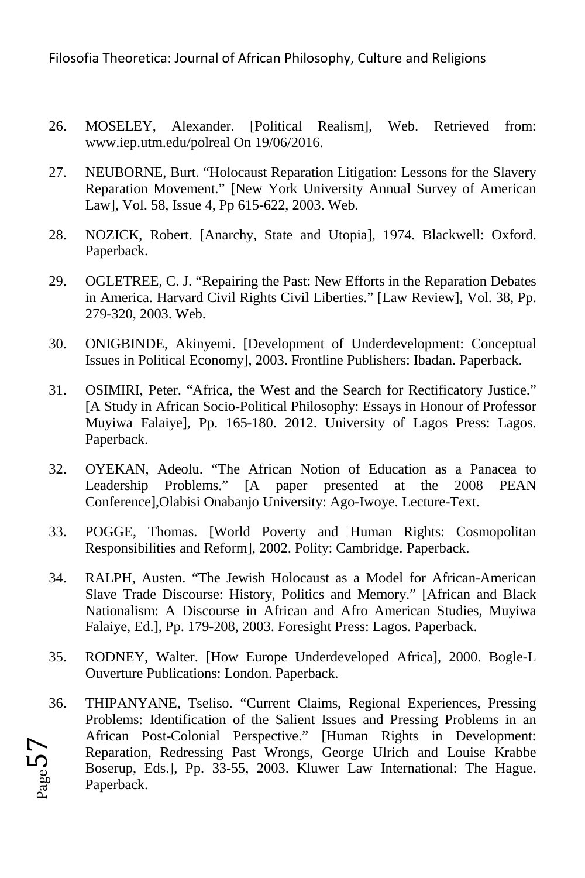26. MOSELEY, Alexander. [Political Realism], Web. Retrieved from: www.iep.utm.edu/polreal On 19/06/2016.

27. NEUBORNE, Burt. "Holocaust Reparation Litigation: Lessons for the Slavery Reparation Movement." [New York University Annual Survey of American Law], Vol. 58, Issue 4, Pp 615-622, 2003. Web.

28. NOZICK, Robert. [Anarchy, State and Utopia], 1974. Blackwell: Oxford. Paperback.

29. OGLETREE, C. J. "Repairing the Past: New Efforts in the Reparation Debates in America. Harvard Civil Rights Civil Liberties." [Law Review], Vol. 38, Pp. 279-320, 2003. Web.

30. ONIGBINDE, Akinyemi. [Development of Underdevelopment: Conceptual Issues in Political Economy], 2003. Frontline Publishers: Ibadan. Paperback.

31. OSIMIRI, Peter. "Africa, the West and the Search for Rectificatory Justice." [A Study in African Socio-Political Philosophy: Essays in Honour of Professor Muyiwa Falaiye], Pp. 165-180. 2012. University of Lagos Press: Lagos. Paperback.

32. OYEKAN, Adeolu. "The African Notion of Education as a Panacea to Leadership Problems." [A paper presented at the 2008 PEAN Conference],Olabisi Onabanjo University: Ago-Iwoye. Lecture-Text.

33. POGGE, Thomas. [World Poverty and Human Rights: Cosmopolitan Responsibilities and Reform], 2002. Polity: Cambridge. Paperback.

34. RALPH, Austen. "The Jewish Holocaust as a Model for African-American Slave Trade Discourse: History, Politics and Memory." [African and Black Nationalism: A Discourse in African and Afro American Studies, Muyiwa Falaiye, Ed.], Pp. 179-208, 2003. Foresight Press: Lagos. Paperback.

35. RODNEY, Walter. [How Europe Underdeveloped Africa], 2000. Bogle-L Ouverture Publications: London. Paperback.

36. THIPANYANE, Tseliso. "Current Claims, Regional Experiences, Pressing Problems: Identification of the Salient Issues and Pressing Problems in an African Post-Colonial Perspective." [Human Rights in Development: Reparation, Redressing Past Wrongs, George Ulrich and Louise Krabbe Boserup, Eds.], Pp. 33-55, 2003. Kluwer Law International: The Hague. Paperback.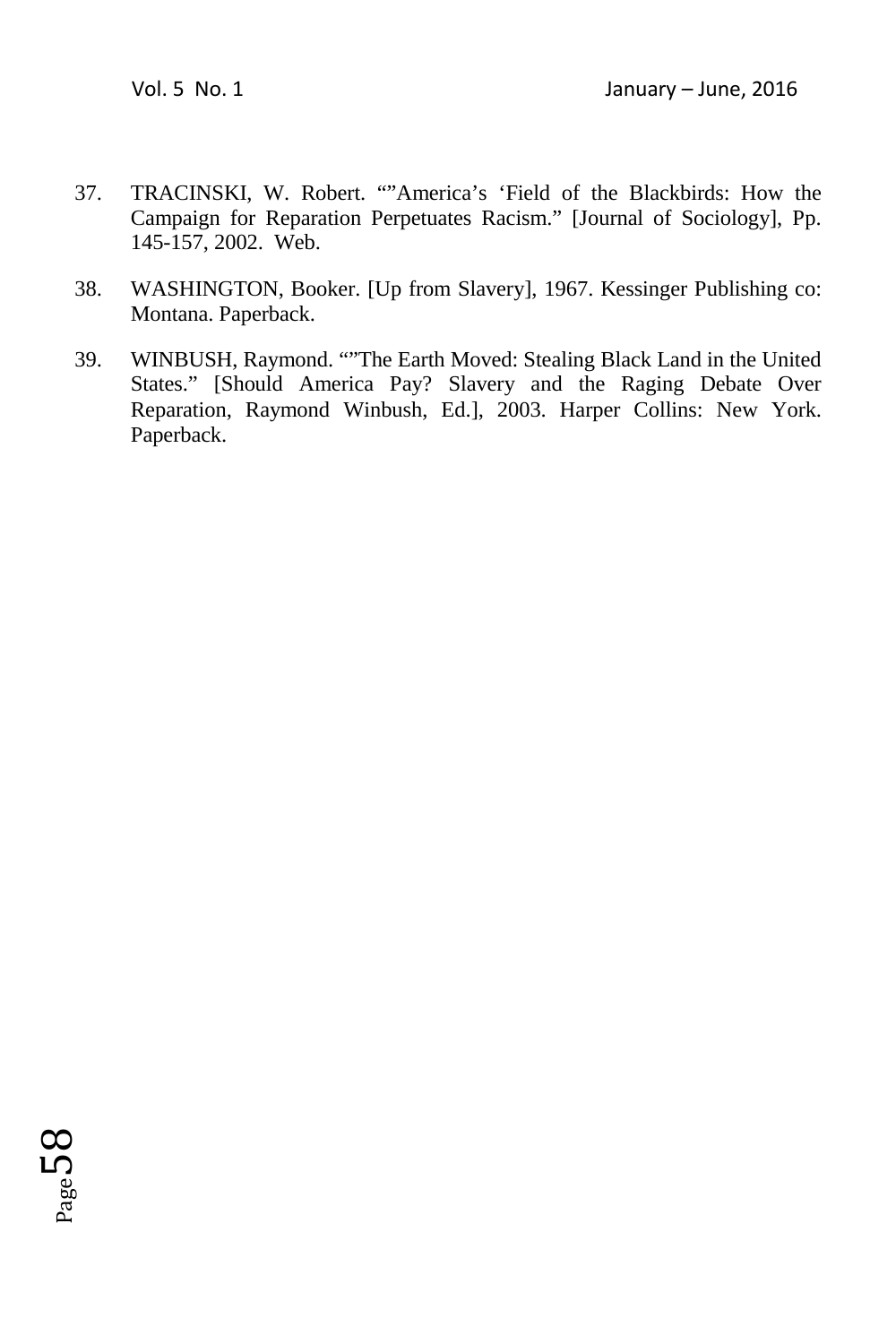37. TRACINSKI, W. Robert. “”America’s ‘Field of the Blackbirds: How the Campaign for Reparation Perpetuates Racism.” [Journal of Sociology], Pp. 145-157, 2002. Web.

38. WASHINGTON, Booker. [Up from Slavery], 1967. Kessinger Publishing co: Montana. Paperback.

39. WINBUSH, Raymond. “”The Earth Moved: Stealing Black Land in the United States.” [Should America Pay? Slavery and the Raging Debate Over Reparation, Raymond Winbush, Ed.], 2003. Harper Collins: New York. Paperback.